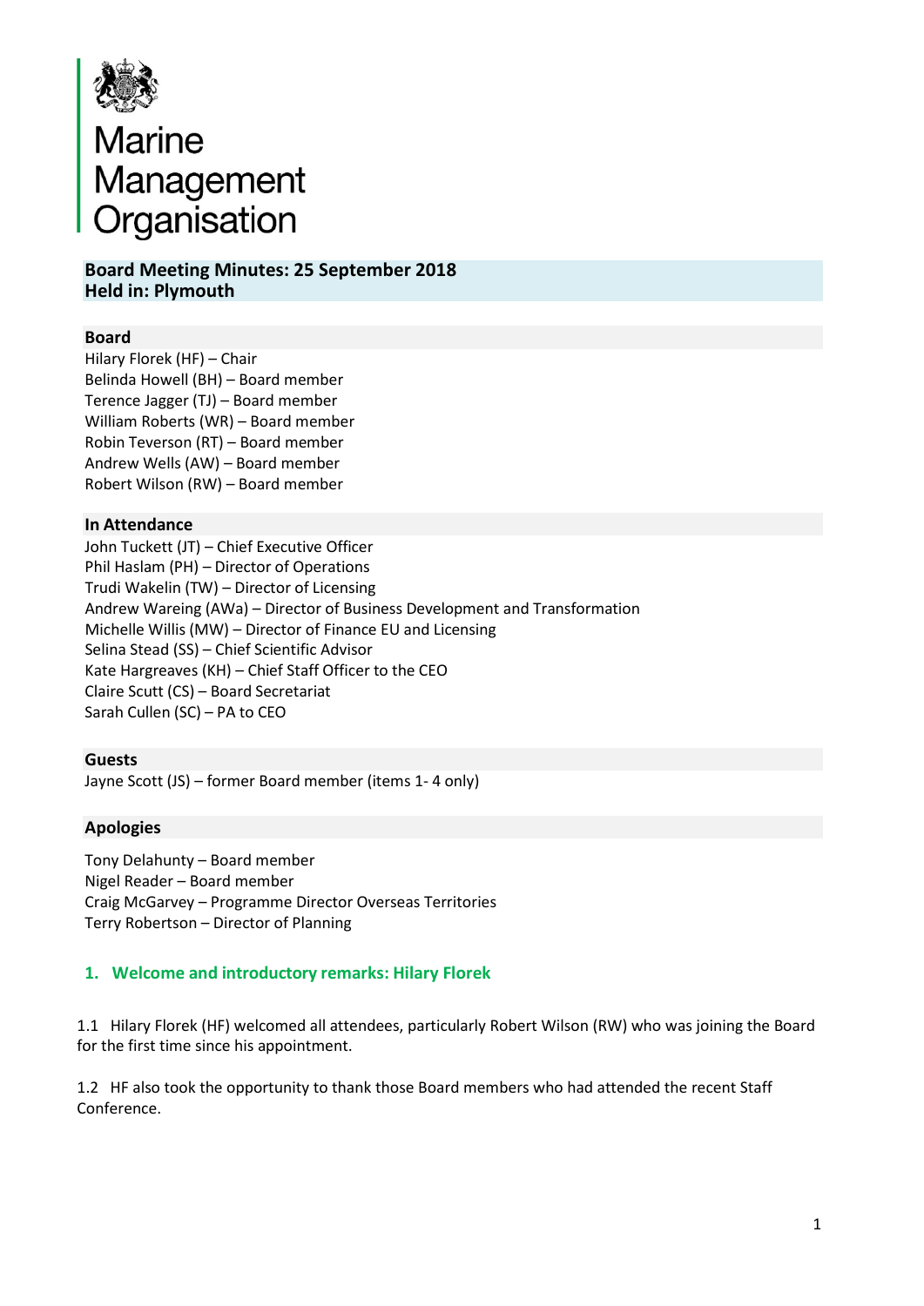# Marine Management Organisation

## Board Meeting Minutes: 25 September 2018
## Held in: Plymouth

### Board

Hilary Florek (HF) – Chair
Belinda Howell (BH) – Board member
Terence Jagger (TJ) – Board member
William Roberts (WR) – Board member
Robin Teverson (RT) – Board member
Andrew Wells (AW) – Board member
Robert Wilson (RW) – Board member

### In Attendance

John Tuckett (JT) – Chief Executive Officer
Phil Haslam (PH) – Director of Operations
Trudi Wakelin (TW) – Director of Licensing
Andrew Wareing (AWa) – Director of Business Development and Transformation
Michelle Willis (MW) – Director of Finance EU and Licensing
Selina Stead (SS) – Chief Scientific Advisor
Kate Hargreaves (KH) – Chief Staff Officer to the CEO
Claire Scutt (CS) – Board Secretariat
Sarah Cullen (SC) – PA to CEO

### Guests

Jayne Scott (JS) – former Board member (items 1- 4 only)

### Apologies

Tony Delahunty – Board member
Nigel Reader – Board member
Craig McGarvey – Programme Director Overseas Territories
Terry Robertson – Director of Planning

## 1. Welcome and introductory remarks: Hilary Florek

1.1 Hilary Florek (HF) welcomed all attendees, particularly Robert Wilson (RW) who was joining the Board for the first time since his appointment.

1.2 HF also took the opportunity to thank those Board members who had attended the recent Staff Conference.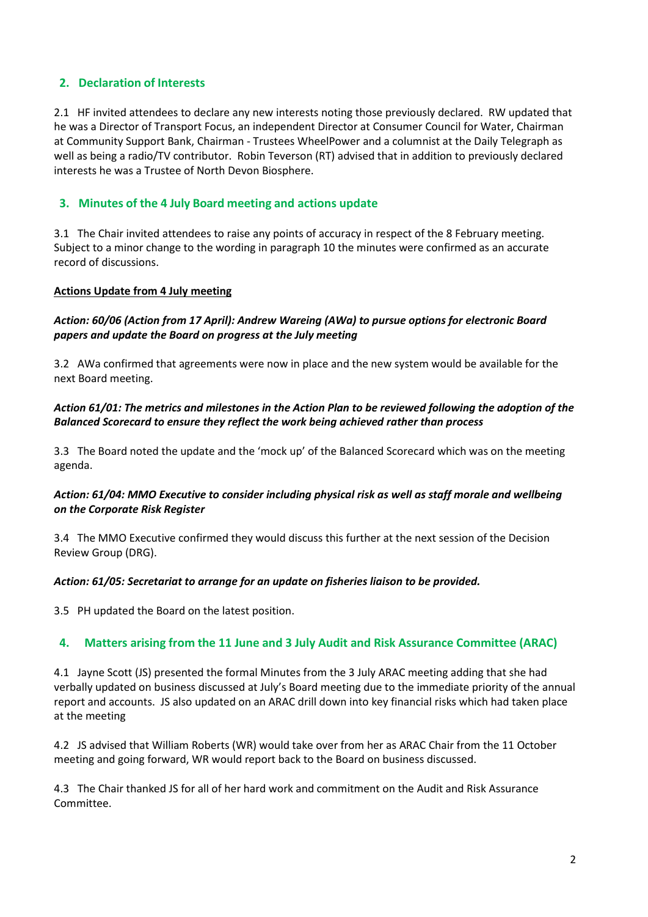## 2. Declaration of Interests

2.1 HF invited attendees to declare any new interests noting those previously declared. RW updated that he was a Director of Transport Focus, an independent Director at Consumer Council for Water, Chairman at Community Support Bank, Chairman - Trustees WheelPower and a columnist at the Daily Telegraph as well as being a radio/TV contributor. Robin Teverson (RT) advised that in addition to previously declared interests he was a Trustee of North Devon Biosphere.

## 3. Minutes of the 4 July Board meeting and actions update

3.1 The Chair invited attendees to raise any points of accuracy in respect of the 8 February meeting. Subject to a minor change to the wording in paragraph 10 the minutes were confirmed as an accurate record of discussions.

**Actions Update from 4 July meeting**

***Action: 60/06 (Action from 17 April): Andrew Wareing (AWa) to pursue options for electronic Board papers and update the Board on progress at the July meeting***

3.2 AWa confirmed that agreements were now in place and the new system would be available for the next Board meeting.

***Action 61/01: The metrics and milestones in the Action Plan to be reviewed following the adoption of the Balanced Scorecard to ensure they reflect the work being achieved rather than process***

3.3 The Board noted the update and the 'mock up' of the Balanced Scorecard which was on the meeting agenda.

***Action: 61/04: MMO Executive to consider including physical risk as well as staff morale and wellbeing on the Corporate Risk Register***

3.4 The MMO Executive confirmed they would discuss this further at the next session of the Decision Review Group (DRG).

***Action: 61/05: Secretariat to arrange for an update on fisheries liaison to be provided.***

3.5 PH updated the Board on the latest position.

## 4. Matters arising from the 11 June and 3 July Audit and Risk Assurance Committee (ARAC)

4.1 Jayne Scott (JS) presented the formal Minutes from the 3 July ARAC meeting adding that she had verbally updated on business discussed at July's Board meeting due to the immediate priority of the annual report and accounts. JS also updated on an ARAC drill down into key financial risks which had taken place at the meeting

4.2 JS advised that William Roberts (WR) would take over from her as ARAC Chair from the 11 October meeting and going forward, WR would report back to the Board on business discussed.

4.3 The Chair thanked JS for all of her hard work and commitment on the Audit and Risk Assurance Committee.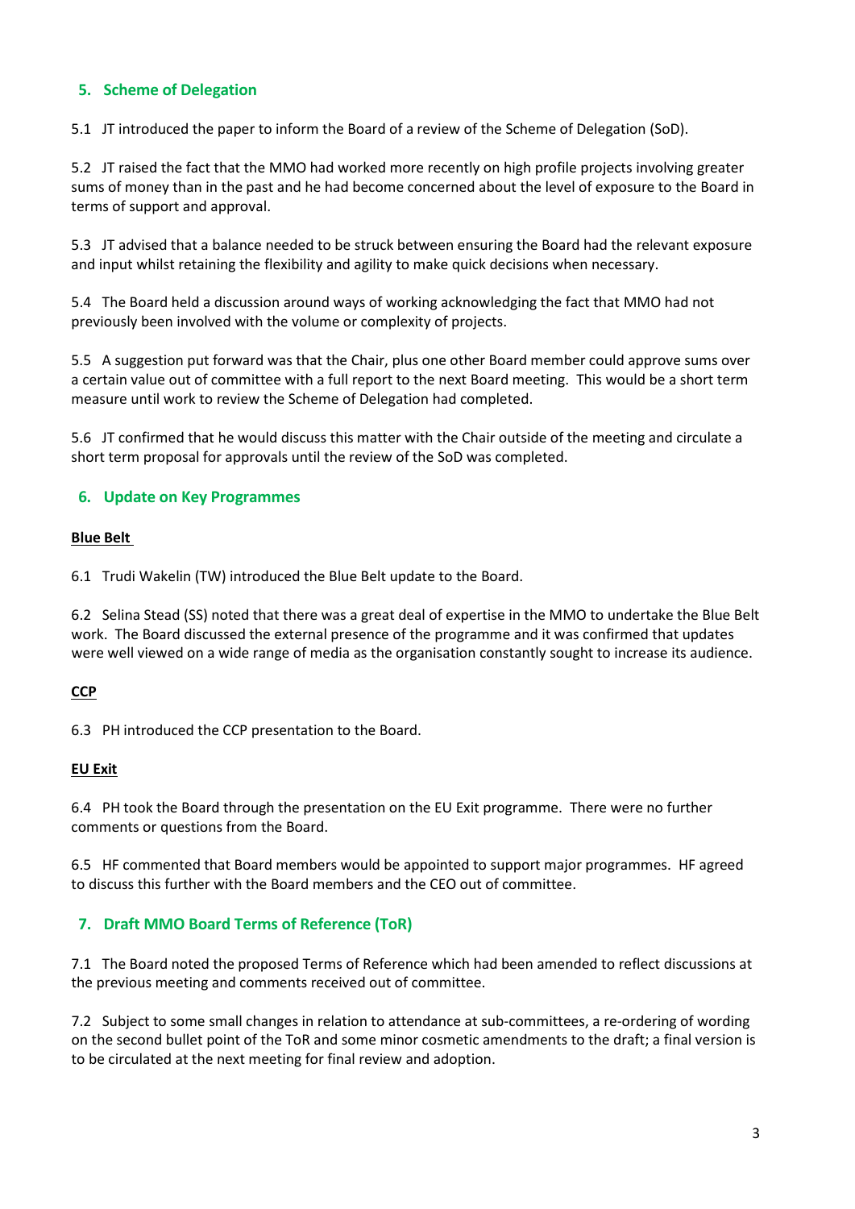## 5. Scheme of Delegation

5.1 JT introduced the paper to inform the Board of a review of the Scheme of Delegation (SoD).

5.2 JT raised the fact that the MMO had worked more recently on high profile projects involving greater sums of money than in the past and he had become concerned about the level of exposure to the Board in terms of support and approval.

5.3 JT advised that a balance needed to be struck between ensuring the Board had the relevant exposure and input whilst retaining the flexibility and agility to make quick decisions when necessary.

5.4 The Board held a discussion around ways of working acknowledging the fact that MMO had not previously been involved with the volume or complexity of projects.

5.5 A suggestion put forward was that the Chair, plus one other Board member could approve sums over a certain value out of committee with a full report to the next Board meeting. This would be a short term measure until work to review the Scheme of Delegation had completed.

5.6 JT confirmed that he would discuss this matter with the Chair outside of the meeting and circulate a short term proposal for approvals until the review of the SoD was completed.

## 6. Update on Key Programmes

**Blue Belt**

6.1 Trudi Wakelin (TW) introduced the Blue Belt update to the Board.

6.2 Selina Stead (SS) noted that there was a great deal of expertise in the MMO to undertake the Blue Belt work. The Board discussed the external presence of the programme and it was confirmed that updates were well viewed on a wide range of media as the organisation constantly sought to increase its audience.

**CCP**

6.3 PH introduced the CCP presentation to the Board.

**EU Exit**

6.4 PH took the Board through the presentation on the EU Exit programme. There were no further comments or questions from the Board.

6.5 HF commented that Board members would be appointed to support major programmes. HF agreed to discuss this further with the Board members and the CEO out of committee.

## 7. Draft MMO Board Terms of Reference (ToR)

7.1 The Board noted the proposed Terms of Reference which had been amended to reflect discussions at the previous meeting and comments received out of committee.

7.2 Subject to some small changes in relation to attendance at sub-committees, a re-ordering of wording on the second bullet point of the ToR and some minor cosmetic amendments to the draft; a final version is to be circulated at the next meeting for final review and adoption.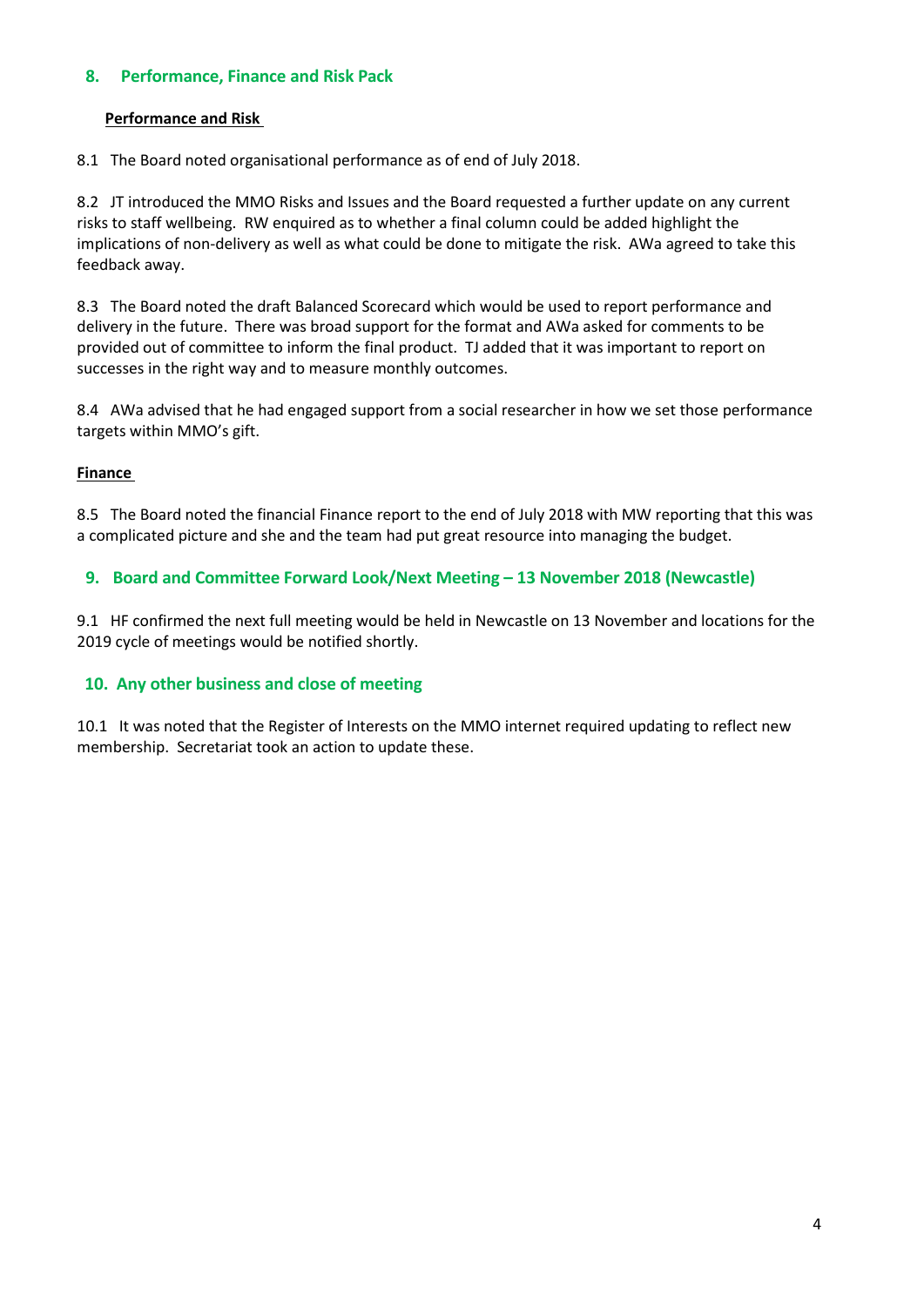## 8. Performance, Finance and Risk Pack

**Performance and Risk**

8.1 The Board noted organisational performance as of end of July 2018.

8.2 JT introduced the MMO Risks and Issues and the Board requested a further update on any current risks to staff wellbeing. RW enquired as to whether a final column could be added highlight the implications of non-delivery as well as what could be done to mitigate the risk. AWa agreed to take this feedback away.

8.3 The Board noted the draft Balanced Scorecard which would be used to report performance and delivery in the future. There was broad support for the format and AWa asked for comments to be provided out of committee to inform the final product. TJ added that it was important to report on successes in the right way and to measure monthly outcomes.

8.4 AWa advised that he had engaged support from a social researcher in how we set those performance targets within MMO's gift.

**Finance**

8.5 The Board noted the financial Finance report to the end of July 2018 with MW reporting that this was a complicated picture and she and the team had put great resource into managing the budget.

## 9. Board and Committee Forward Look/Next Meeting – 13 November 2018 (Newcastle)

9.1 HF confirmed the next full meeting would be held in Newcastle on 13 November and locations for the 2019 cycle of meetings would be notified shortly.

## 10. Any other business and close of meeting

10.1 It was noted that the Register of Interests on the MMO internet required updating to reflect new membership. Secretariat took an action to update these.